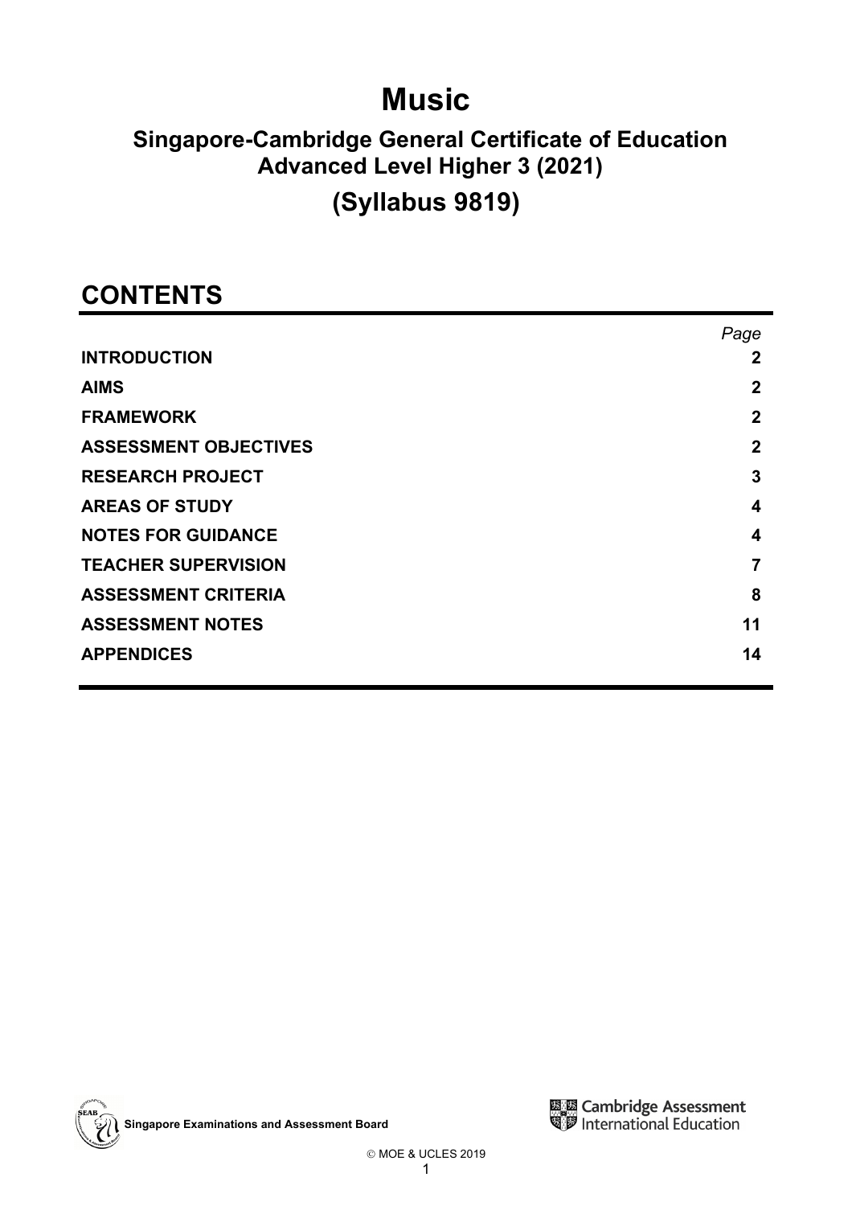# Music

## Singapore-Cambridge General Certificate of Education Advanced Level Higher 3 (2021)

## (Syllabus 9819)

## CONTENTS

| | *Page* |
|---|---|
| **INTRODUCTION** | **2** |
| **AIMS** | **2** |
| **FRAMEWORK** | **2** |
| **ASSESSMENT OBJECTIVES** | **2** |
| **RESEARCH PROJECT** | **3** |
| **AREAS OF STUDY** | **4** |
| **NOTES FOR GUIDANCE** | **4** |
| **TEACHER SUPERVISION** | **7** |
| **ASSESSMENT CRITERIA** | **8** |
| **ASSESSMENT NOTES** | **11** |
| **APPENDICES** | **14** |

**Singapore Examinations and Assessment Board**

Cambridge Assessment International Education

© MOE & UCLES 2019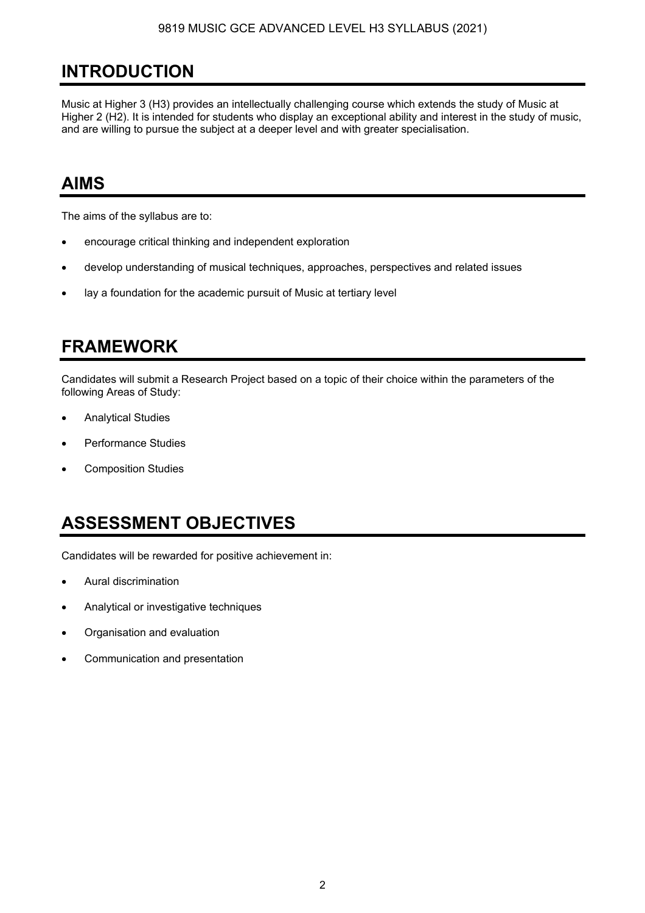# INTRODUCTION

Music at Higher 3 (H3) provides an intellectually challenging course which extends the study of Music at Higher 2 (H2). It is intended for students who display an exceptional ability and interest in the study of music, and are willing to pursue the subject at a deeper level and with greater specialisation.

# AIMS

The aims of the syllabus are to:

- encourage critical thinking and independent exploration
- develop understanding of musical techniques, approaches, perspectives and related issues
- lay a foundation for the academic pursuit of Music at tertiary level

# FRAMEWORK

Candidates will submit a Research Project based on a topic of their choice within the parameters of the following Areas of Study:

- Analytical Studies
- Performance Studies
- Composition Studies

# ASSESSMENT OBJECTIVES

Candidates will be rewarded for positive achievement in:

- Aural discrimination
- Analytical or investigative techniques
- Organisation and evaluation
- Communication and presentation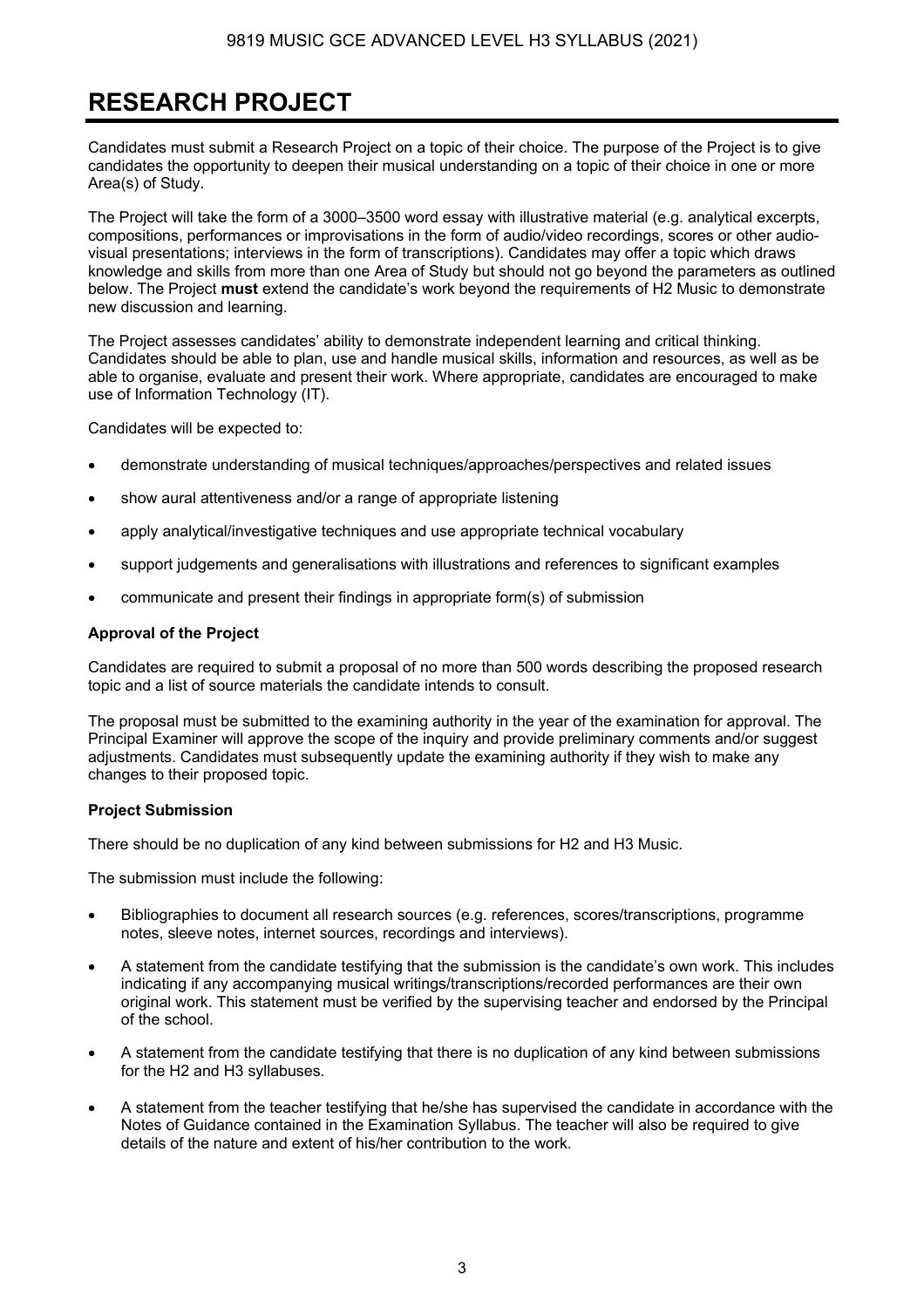# RESEARCH PROJECT

Candidates must submit a Research Project on a topic of their choice. The purpose of the Project is to give candidates the opportunity to deepen their musical understanding on a topic of their choice in one or more Area(s) of Study.

The Project will take the form of a 3000–3500 word essay with illustrative material (e.g. analytical excerpts, compositions, performances or improvisations in the form of audio/video recordings, scores or other audio-visual presentations; interviews in the form of transcriptions). Candidates may offer a topic which draws knowledge and skills from more than one Area of Study but should not go beyond the parameters as outlined below. The Project **must** extend the candidate's work beyond the requirements of H2 Music to demonstrate new discussion and learning.

The Project assesses candidates' ability to demonstrate independent learning and critical thinking. Candidates should be able to plan, use and handle musical skills, information and resources, as well as be able to organise, evaluate and present their work. Where appropriate, candidates are encouraged to make use of Information Technology (IT).

Candidates will be expected to:

- demonstrate understanding of musical techniques/approaches/perspectives and related issues
- show aural attentiveness and/or a range of appropriate listening
- apply analytical/investigative techniques and use appropriate technical vocabulary
- support judgements and generalisations with illustrations and references to significant examples
- communicate and present their findings in appropriate form(s) of submission

**Approval of the Project**

Candidates are required to submit a proposal of no more than 500 words describing the proposed research topic and a list of source materials the candidate intends to consult.

The proposal must be submitted to the examining authority in the year of the examination for approval. The Principal Examiner will approve the scope of the inquiry and provide preliminary comments and/or suggest adjustments. Candidates must subsequently update the examining authority if they wish to make any changes to their proposed topic.

**Project Submission**

There should be no duplication of any kind between submissions for H2 and H3 Music.

The submission must include the following:

- Bibliographies to document all research sources (e.g. references, scores/transcriptions, programme notes, sleeve notes, internet sources, recordings and interviews).
- A statement from the candidate testifying that the submission is the candidate's own work. This includes indicating if any accompanying musical writings/transcriptions/recorded performances are their own original work. This statement must be verified by the supervising teacher and endorsed by the Principal of the school.
- A statement from the candidate testifying that there is no duplication of any kind between submissions for the H2 and H3 syllabuses.
- A statement from the teacher testifying that he/she has supervised the candidate in accordance with the Notes of Guidance contained in the Examination Syllabus. The teacher will also be required to give details of the nature and extent of his/her contribution to the work.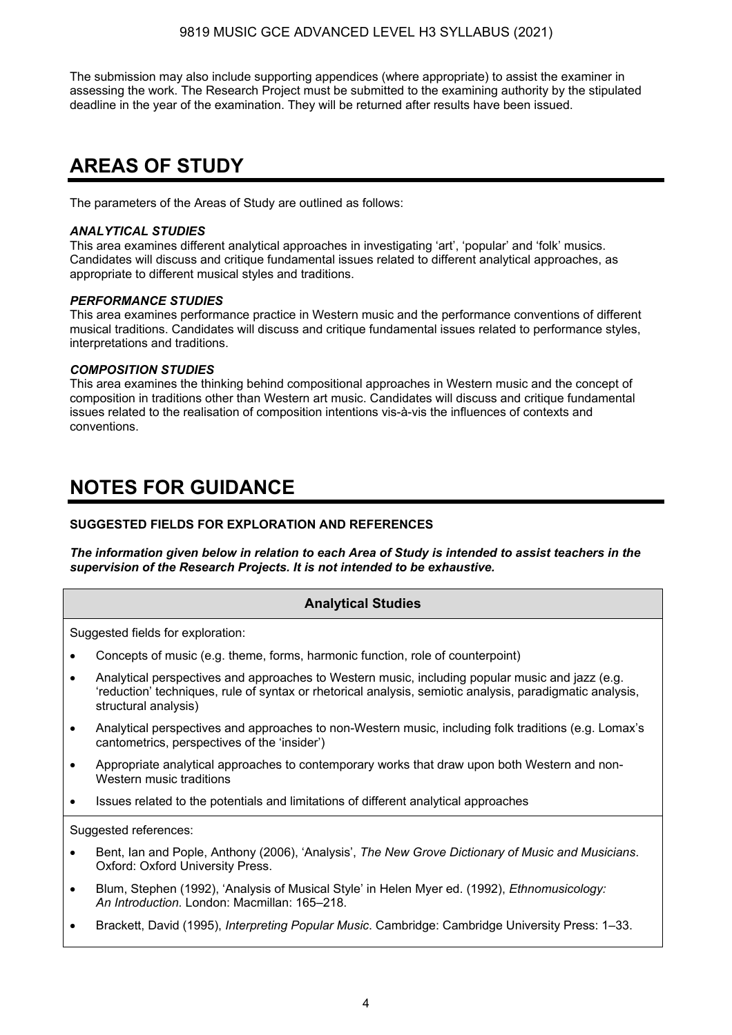The submission may also include supporting appendices (where appropriate) to assist the examiner in assessing the work. The Research Project must be submitted to the examining authority by the stipulated deadline in the year of the examination. They will be returned after results have been issued.

# AREAS OF STUDY

The parameters of the Areas of Study are outlined as follows:

***ANALYTICAL STUDIES***
This area examines different analytical approaches in investigating 'art', 'popular' and 'folk' musics. Candidates will discuss and critique fundamental issues related to different analytical approaches, as appropriate to different musical styles and traditions.

***PERFORMANCE STUDIES***
This area examines performance practice in Western music and the performance conventions of different musical traditions. Candidates will discuss and critique fundamental issues related to performance styles, interpretations and traditions.

***COMPOSITION STUDIES***
This area examines the thinking behind compositional approaches in Western music and the concept of composition in traditions other than Western art music. Candidates will discuss and critique fundamental issues related to the realisation of composition intentions vis-à-vis the influences of contexts and conventions.

# NOTES FOR GUIDANCE

**SUGGESTED FIELDS FOR EXPLORATION AND REFERENCES**

***The information given below in relation to each Area of Study is intended to assist teachers in the supervision of the Research Projects. It is not intended to be exhaustive.***

### Analytical Studies

Suggested fields for exploration:

- Concepts of music (e.g. theme, forms, harmonic function, role of counterpoint)
- Analytical perspectives and approaches to Western music, including popular music and jazz (e.g. 'reduction' techniques, rule of syntax or rhetorical analysis, semiotic analysis, paradigmatic analysis, structural analysis)
- Analytical perspectives and approaches to non-Western music, including folk traditions (e.g. Lomax's cantometrics, perspectives of the 'insider')
- Appropriate analytical approaches to contemporary works that draw upon both Western and non-Western music traditions
- Issues related to the potentials and limitations of different analytical approaches

Suggested references:

- Bent, Ian and Pople, Anthony (2006), 'Analysis', *The New Grove Dictionary of Music and Musicians*. Oxford: Oxford University Press.
- Blum, Stephen (1992), 'Analysis of Musical Style' in Helen Myer ed. (1992), *Ethnomusicology: An Introduction*. London: Macmillan: 165–218.
- Brackett, David (1995), *Interpreting Popular Music*. Cambridge: Cambridge University Press: 1–33.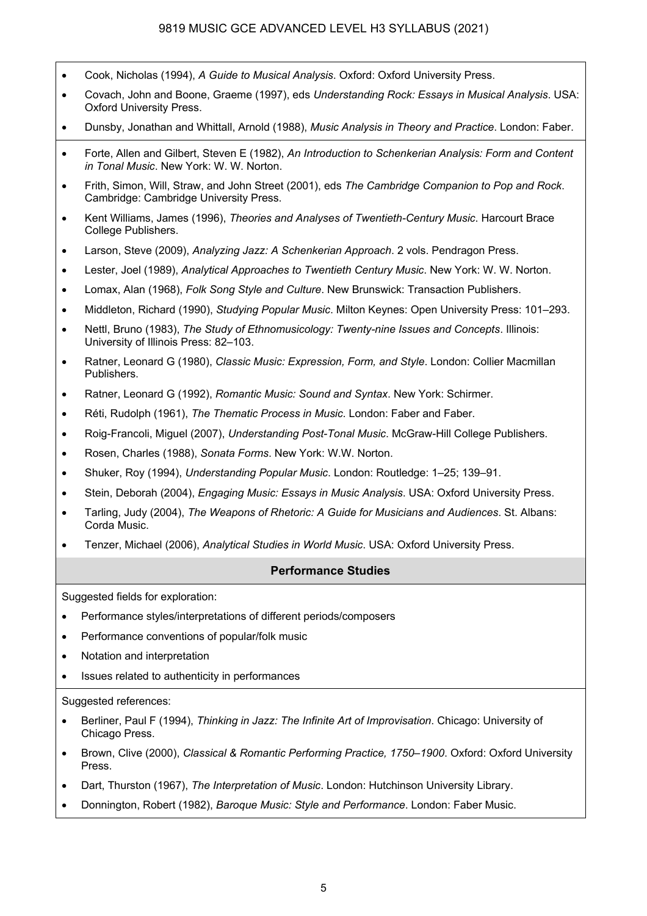- Cook, Nicholas (1994), *A Guide to Musical Analysis*. Oxford: Oxford University Press.
- Covach, John and Boone, Graeme (1997), eds *Understanding Rock: Essays in Musical Analysis*. USA: Oxford University Press.
- Dunsby, Jonathan and Whittall, Arnold (1988), *Music Analysis in Theory and Practice*. London: Faber.
- Forte, Allen and Gilbert, Steven E (1982), *An Introduction to Schenkerian Analysis: Form and Content in Tonal Music*. New York: W. W. Norton.
- Frith, Simon, Will, Straw, and John Street (2001), eds *The Cambridge Companion to Pop and Rock*. Cambridge: Cambridge University Press.
- Kent Williams, James (1996), *Theories and Analyses of Twentieth-Century Music*. Harcourt Brace College Publishers.
- Larson, Steve (2009), *Analyzing Jazz: A Schenkerian Approach*. 2 vols. Pendragon Press.
- Lester, Joel (1989), *Analytical Approaches to Twentieth Century Music*. New York: W. W. Norton.
- Lomax, Alan (1968), *Folk Song Style and Culture*. New Brunswick: Transaction Publishers.
- Middleton, Richard (1990), *Studying Popular Music*. Milton Keynes: Open University Press: 101–293.
- Nettl, Bruno (1983), *The Study of Ethnomusicology: Twenty-nine Issues and Concepts*. Illinois: University of Illinois Press: 82–103.
- Ratner, Leonard G (1980), *Classic Music: Expression, Form, and Style*. London: Collier Macmillan Publishers.
- Ratner, Leonard G (1992), *Romantic Music: Sound and Syntax*. New York: Schirmer.
- Réti, Rudolph (1961), *The Thematic Process in Music*. London: Faber and Faber.
- Roig-Francoli, Miguel (2007), *Understanding Post-Tonal Music*. McGraw-Hill College Publishers.
- Rosen, Charles (1988), *Sonata Forms*. New York: W.W. Norton.
- Shuker, Roy (1994), *Understanding Popular Music*. London: Routledge: 1–25; 139–91.
- Stein, Deborah (2004), *Engaging Music: Essays in Music Analysis*. USA: Oxford University Press.
- Tarling, Judy (2004), *The Weapons of Rhetoric: A Guide for Musicians and Audiences*. St. Albans: Corda Music.
- Tenzer, Michael (2006), *Analytical Studies in World Music*. USA: Oxford University Press.

## Performance Studies

Suggested fields for exploration:

- Performance styles/interpretations of different periods/composers
- Performance conventions of popular/folk music
- Notation and interpretation
- Issues related to authenticity in performances

Suggested references:

- Berliner, Paul F (1994), *Thinking in Jazz: The Infinite Art of Improvisation*. Chicago: University of Chicago Press.
- Brown, Clive (2000), *Classical & Romantic Performing Practice, 1750–1900*. Oxford: Oxford University Press.
- Dart, Thurston (1967), *The Interpretation of Music*. London: Hutchinson University Library.
- Donnington, Robert (1982), *Baroque Music: Style and Performance*. London: Faber Music.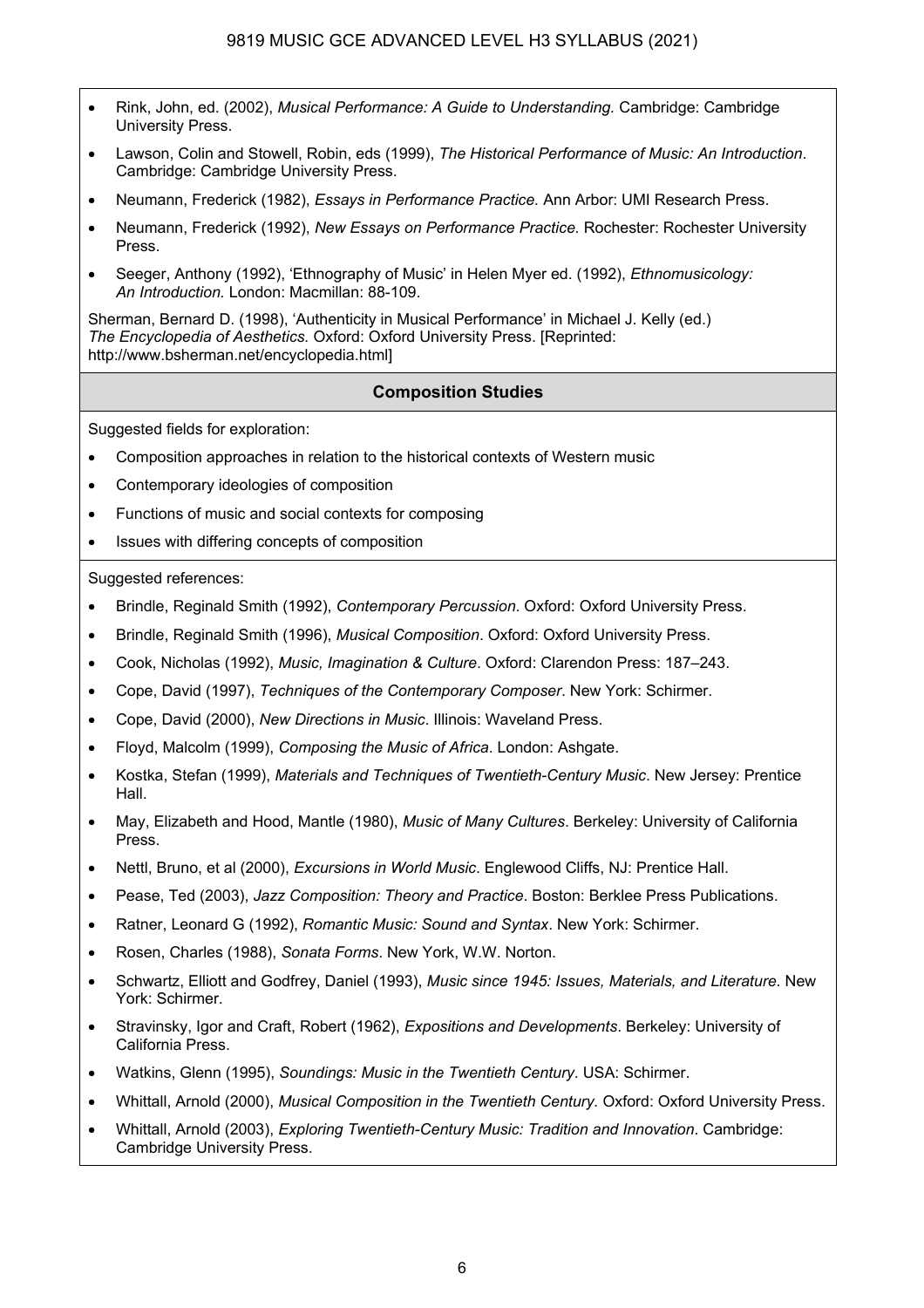- Rink, John, ed. (2002), *Musical Performance: A Guide to Understanding.* Cambridge: Cambridge University Press.
- Lawson, Colin and Stowell, Robin, eds (1999), *The Historical Performance of Music: An Introduction*. Cambridge: Cambridge University Press.
- Neumann, Frederick (1982), *Essays in Performance Practice.* Ann Arbor: UMI Research Press.
- Neumann, Frederick (1992), *New Essays on Performance Practice.* Rochester: Rochester University Press.
- Seeger, Anthony (1992), 'Ethnography of Music' in Helen Myer ed. (1992), *Ethnomusicology: An Introduction.* London: Macmillan: 88-109.

Sherman, Bernard D. (1998), 'Authenticity in Musical Performance' in Michael J. Kelly (ed.) *The Encyclopedia of Aesthetics.* Oxford: Oxford University Press. [Reprinted: http://www.bsherman.net/encyclopedia.html]

## Composition Studies

Suggested fields for exploration:

- Composition approaches in relation to the historical contexts of Western music
- Contemporary ideologies of composition
- Functions of music and social contexts for composing
- Issues with differing concepts of composition

Suggested references:

- Brindle, Reginald Smith (1992), *Contemporary Percussion*. Oxford: Oxford University Press.
- Brindle, Reginald Smith (1996), *Musical Composition*. Oxford: Oxford University Press.
- Cook, Nicholas (1992), *Music, Imagination & Culture*. Oxford: Clarendon Press: 187–243.
- Cope, David (1997), *Techniques of the Contemporary Composer*. New York: Schirmer.
- Cope, David (2000), *New Directions in Music*. Illinois: Waveland Press.
- Floyd, Malcolm (1999), *Composing the Music of Africa*. London: Ashgate.
- Kostka, Stefan (1999), *Materials and Techniques of Twentieth-Century Music*. New Jersey: Prentice Hall.
- May, Elizabeth and Hood, Mantle (1980), *Music of Many Cultures*. Berkeley: University of California Press.
- Nettl, Bruno, et al (2000), *Excursions in World Music*. Englewood Cliffs, NJ: Prentice Hall.
- Pease, Ted (2003), *Jazz Composition: Theory and Practice*. Boston: Berklee Press Publications.
- Ratner, Leonard G (1992), *Romantic Music: Sound and Syntax*. New York: Schirmer.
- Rosen, Charles (1988), *Sonata Forms*. New York, W.W. Norton.
- Schwartz, Elliott and Godfrey, Daniel (1993), *Music since 1945: Issues, Materials, and Literature*. New York: Schirmer.
- Stravinsky, Igor and Craft, Robert (1962), *Expositions and Developments*. Berkeley: University of California Press.
- Watkins, Glenn (1995), *Soundings: Music in the Twentieth Century*. USA: Schirmer.
- Whittall, Arnold (2000), *Musical Composition in the Twentieth Century.* Oxford: Oxford University Press.
- Whittall, Arnold (2003), *Exploring Twentieth-Century Music: Tradition and Innovation*. Cambridge: Cambridge University Press.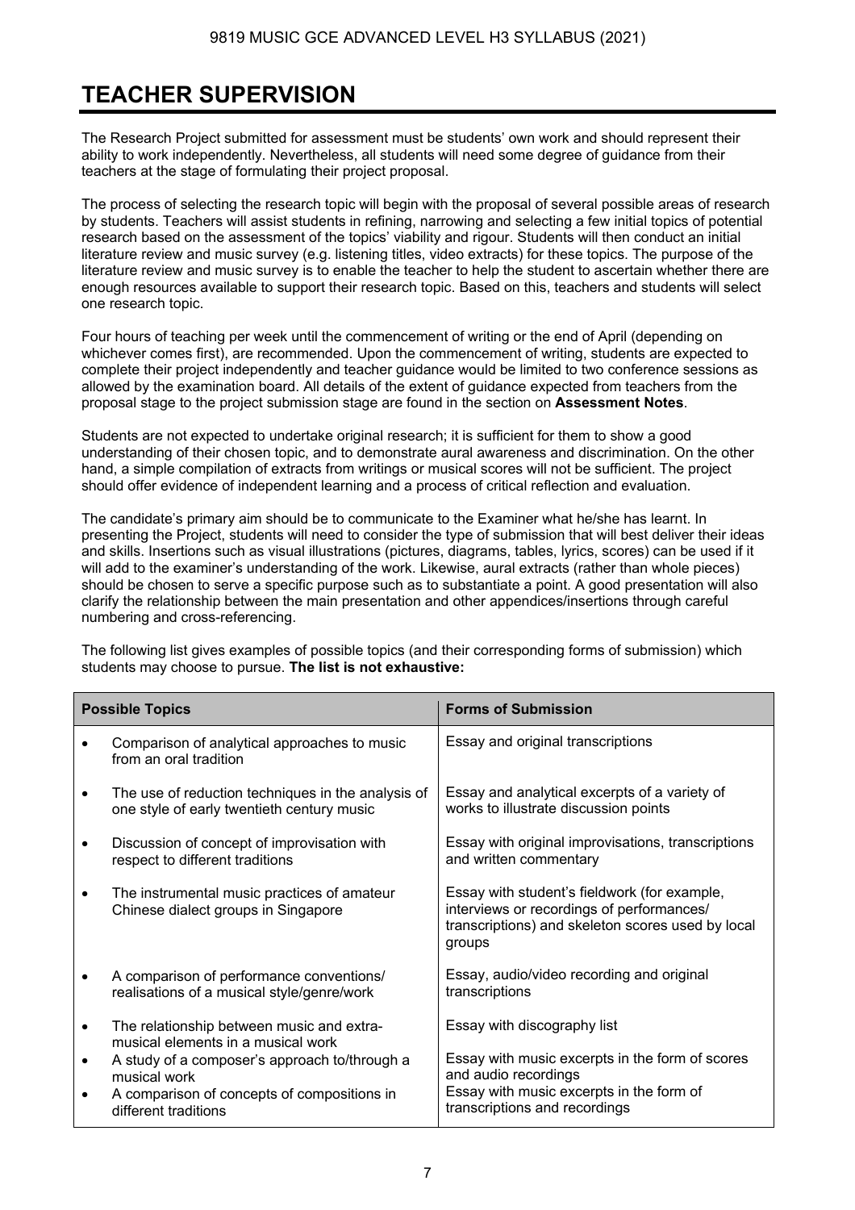# TEACHER SUPERVISION

The Research Project submitted for assessment must be students' own work and should represent their ability to work independently. Nevertheless, all students will need some degree of guidance from their teachers at the stage of formulating their project proposal.

The process of selecting the research topic will begin with the proposal of several possible areas of research by students. Teachers will assist students in refining, narrowing and selecting a few initial topics of potential research based on the assessment of the topics' viability and rigour. Students will then conduct an initial literature review and music survey (e.g. listening titles, video extracts) for these topics. The purpose of the literature review and music survey is to enable the teacher to help the student to ascertain whether there are enough resources available to support their research topic. Based on this, teachers and students will select one research topic.

Four hours of teaching per week until the commencement of writing or the end of April (depending on whichever comes first), are recommended. Upon the commencement of writing, students are expected to complete their project independently and teacher guidance would be limited to two conference sessions as allowed by the examination board. All details of the extent of guidance expected from teachers from the proposal stage to the project submission stage are found in the section on **Assessment Notes**.

Students are not expected to undertake original research; it is sufficient for them to show a good understanding of their chosen topic, and to demonstrate aural awareness and discrimination. On the other hand, a simple compilation of extracts from writings or musical scores will not be sufficient. The project should offer evidence of independent learning and a process of critical reflection and evaluation.

The candidate's primary aim should be to communicate to the Examiner what he/she has learnt. In presenting the Project, students will need to consider the type of submission that will best deliver their ideas and skills. Insertions such as visual illustrations (pictures, diagrams, tables, lyrics, scores) can be used if it will add to the examiner's understanding of the work. Likewise, aural extracts (rather than whole pieces) should be chosen to serve a specific purpose such as to substantiate a point. A good presentation will also clarify the relationship between the main presentation and other appendices/insertions through careful numbering and cross-referencing.

The following list gives examples of possible topics (and their corresponding forms of submission) which students may choose to pursue. **The list is not exhaustive:**

| Possible Topics | Forms of Submission |
|---|---|
| • Comparison of analytical approaches to music from an oral tradition | Essay and original transcriptions |
| • The use of reduction techniques in the analysis of one style of early twentieth century music | Essay and analytical excerpts of a variety of works to illustrate discussion points |
| • Discussion of concept of improvisation with respect to different traditions | Essay with original improvisations, transcriptions and written commentary |
| • The instrumental music practices of amateur Chinese dialect groups in Singapore | Essay with student's fieldwork (for example, interviews or recordings of performances/ transcriptions) and skeleton scores used by local groups |
| • A comparison of performance conventions/ realisations of a musical style/genre/work | Essay, audio/video recording and original transcriptions |
| • The relationship between music and extra-musical elements in a musical work | Essay with discography list |
| • A study of a composer's approach to/through a musical work | Essay with music excerpts in the form of scores and audio recordings |
| • A comparison of concepts of compositions in different traditions | Essay with music excerpts in the form of transcriptions and recordings |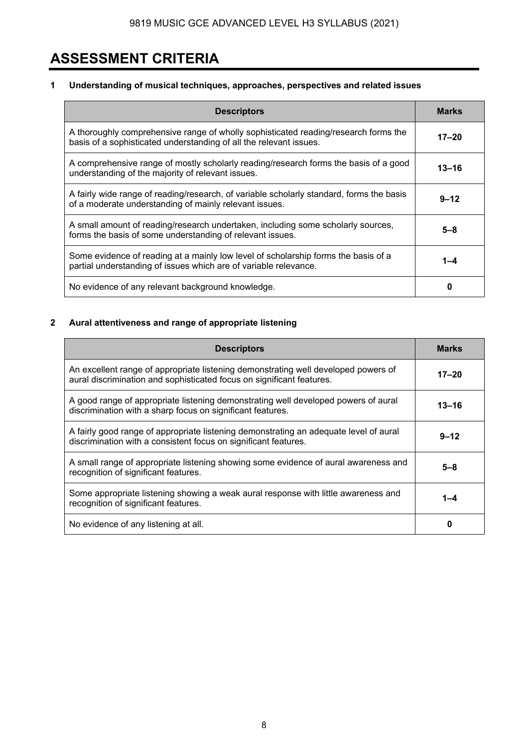# ASSESSMENT CRITERIA

**1 Understanding of musical techniques, approaches, perspectives and related issues**

| Descriptors | Marks |
|---|---|
| A thoroughly comprehensive range of wholly sophisticated reading/research forms the basis of a sophisticated understanding of all the relevant issues. | **17–20** |
| A comprehensive range of mostly scholarly reading/research forms the basis of a good understanding of the majority of relevant issues. | **13–16** |
| A fairly wide range of reading/research, of variable scholarly standard, forms the basis of a moderate understanding of mainly relevant issues. | **9–12** |
| A small amount of reading/research undertaken, including some scholarly sources, forms the basis of some understanding of relevant issues. | **5–8** |
| Some evidence of reading at a mainly low level of scholarship forms the basis of a partial understanding of issues which are of variable relevance. | **1–4** |
| No evidence of any relevant background knowledge. | **0** |

**2 Aural attentiveness and range of appropriate listening**

| Descriptors | Marks |
|---|---|
| An excellent range of appropriate listening demonstrating well developed powers of aural discrimination and sophisticated focus on significant features. | **17–20** |
| A good range of appropriate listening demonstrating well developed powers of aural discrimination with a sharp focus on significant features. | **13–16** |
| A fairly good range of appropriate listening demonstrating an adequate level of aural discrimination with a consistent focus on significant features. | **9–12** |
| A small range of appropriate listening showing some evidence of aural awareness and recognition of significant features. | **5–8** |
| Some appropriate listening showing a weak aural response with little awareness and recognition of significant features. | **1–4** |
| No evidence of any listening at all. | **0** |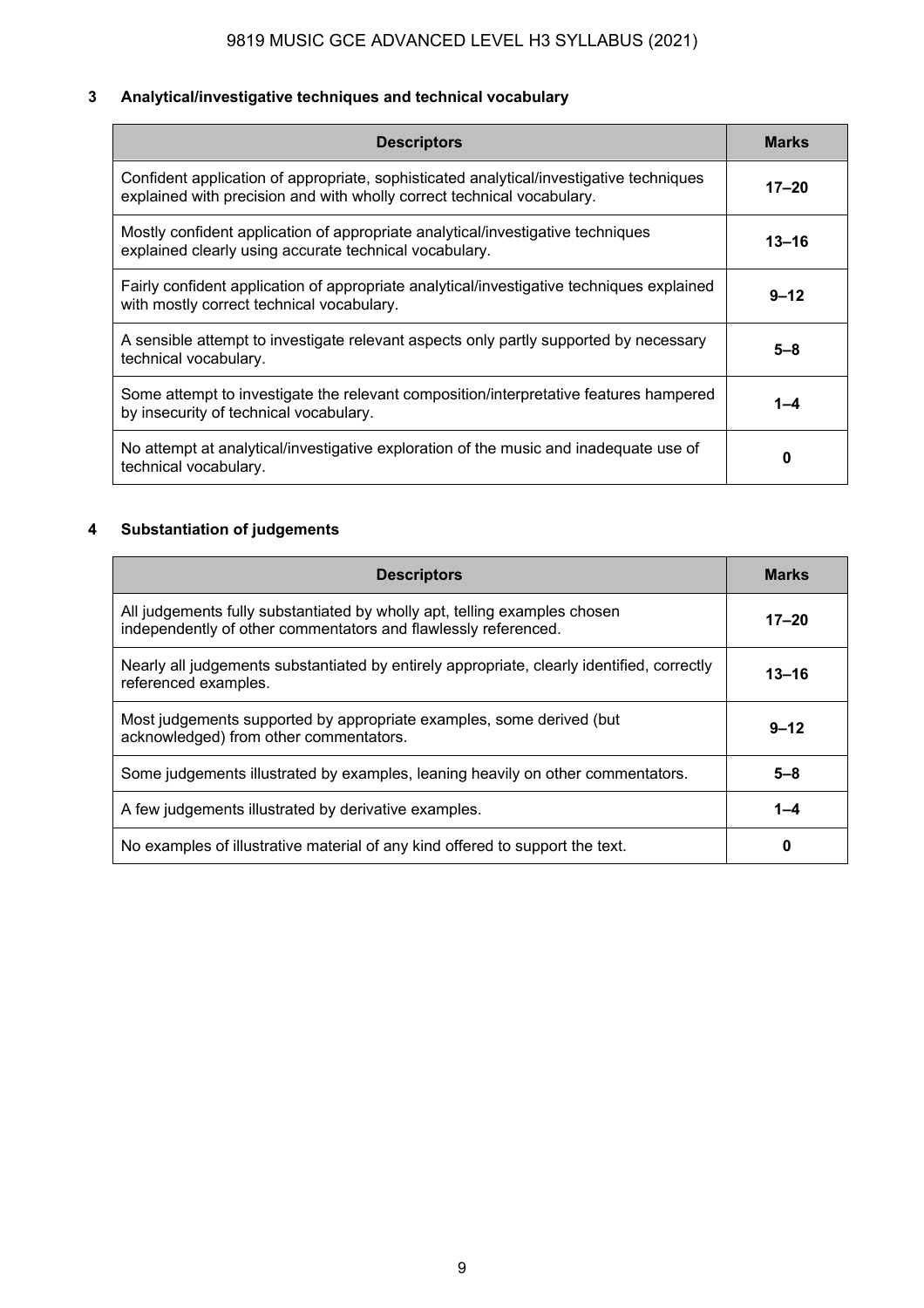### 3 Analytical/investigative techniques and technical vocabulary

| Descriptors | Marks |
|---|---|
| Confident application of appropriate, sophisticated analytical/investigative techniques explained with precision and with wholly correct technical vocabulary. | **17–20** |
| Mostly confident application of appropriate analytical/investigative techniques explained clearly using accurate technical vocabulary. | **13–16** |
| Fairly confident application of appropriate analytical/investigative techniques explained with mostly correct technical vocabulary. | **9–12** |
| A sensible attempt to investigate relevant aspects only partly supported by necessary technical vocabulary. | **5–8** |
| Some attempt to investigate the relevant composition/interpretative features hampered by insecurity of technical vocabulary. | **1–4** |
| No attempt at analytical/investigative exploration of the music and inadequate use of technical vocabulary. | **0** |

### 4 Substantiation of judgements

| Descriptors | Marks |
|---|---|
| All judgements fully substantiated by wholly apt, telling examples chosen independently of other commentators and flawlessly referenced. | **17–20** |
| Nearly all judgements substantiated by entirely appropriate, clearly identified, correctly referenced examples. | **13–16** |
| Most judgements supported by appropriate examples, some derived (but acknowledged) from other commentators. | **9–12** |
| Some judgements illustrated by examples, leaning heavily on other commentators. | **5–8** |
| A few judgements illustrated by derivative examples. | **1–4** |
| No examples of illustrative material of any kind offered to support the text. | **0** |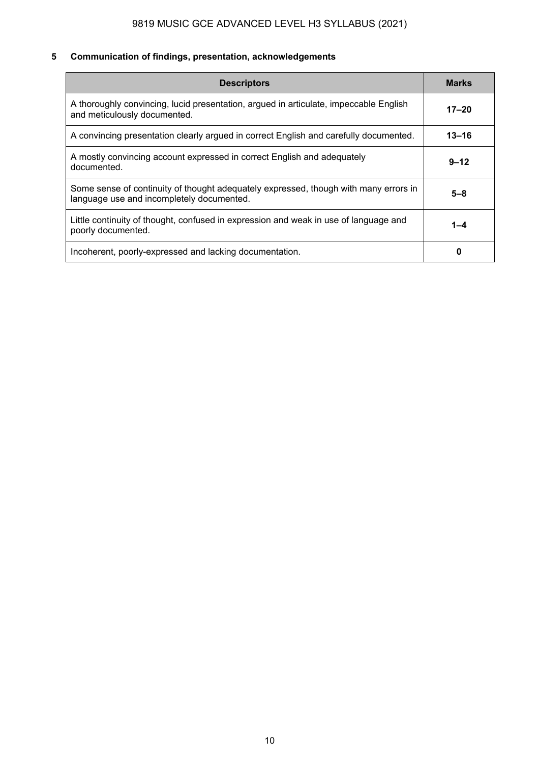**5 Communication of findings, presentation, acknowledgements**

| Descriptors | Marks |
| --- | --- |
| A thoroughly convincing, lucid presentation, argued in articulate, impeccable English and meticulously documented. | **17–20** |
| A convincing presentation clearly argued in correct English and carefully documented. | **13–16** |
| A mostly convincing account expressed in correct English and adequately documented. | **9–12** |
| Some sense of continuity of thought adequately expressed, though with many errors in language use and incompletely documented. | **5–8** |
| Little continuity of thought, confused in expression and weak in use of language and poorly documented. | **1–4** |
| Incoherent, poorly-expressed and lacking documentation. | **0** |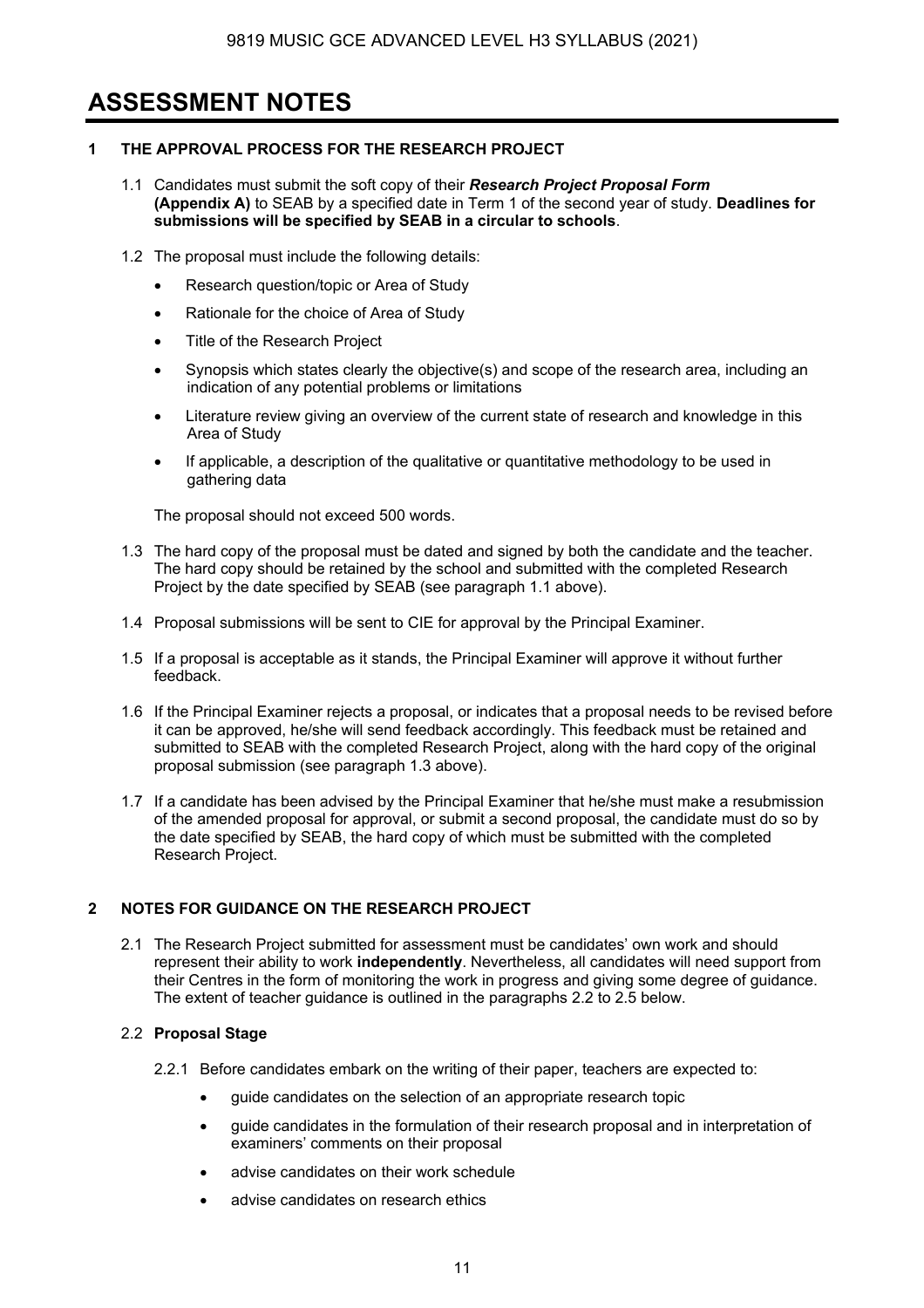# ASSESSMENT NOTES

## 1 THE APPROVAL PROCESS FOR THE RESEARCH PROJECT

1.1 Candidates must submit the soft copy of their ***Research Project Proposal Form* (Appendix A)** to SEAB by a specified date in Term 1 of the second year of study. **Deadlines for submissions will be specified by SEAB in a circular to schools**.

1.2 The proposal must include the following details:

- Research question/topic or Area of Study
- Rationale for the choice of Area of Study
- Title of the Research Project
- Synopsis which states clearly the objective(s) and scope of the research area, including an indication of any potential problems or limitations
- Literature review giving an overview of the current state of research and knowledge in this Area of Study
- If applicable, a description of the qualitative or quantitative methodology to be used in gathering data

The proposal should not exceed 500 words.

1.3 The hard copy of the proposal must be dated and signed by both the candidate and the teacher. The hard copy should be retained by the school and submitted with the completed Research Project by the date specified by SEAB (see paragraph 1.1 above).

1.4 Proposal submissions will be sent to CIE for approval by the Principal Examiner.

1.5 If a proposal is acceptable as it stands, the Principal Examiner will approve it without further feedback.

1.6 If the Principal Examiner rejects a proposal, or indicates that a proposal needs to be revised before it can be approved, he/she will send feedback accordingly. This feedback must be retained and submitted to SEAB with the completed Research Project, along with the hard copy of the original proposal submission (see paragraph 1.3 above).

1.7 If a candidate has been advised by the Principal Examiner that he/she must make a resubmission of the amended proposal for approval, or submit a second proposal, the candidate must do so by the date specified by SEAB, the hard copy of which must be submitted with the completed Research Project.

## 2 NOTES FOR GUIDANCE ON THE RESEARCH PROJECT

2.1 The Research Project submitted for assessment must be candidates' own work and should represent their ability to work **independently**. Nevertheless, all candidates will need support from their Centres in the form of monitoring the work in progress and giving some degree of guidance. The extent of teacher guidance is outlined in the paragraphs 2.2 to 2.5 below.

2.2 **Proposal Stage**

2.2.1 Before candidates embark on the writing of their paper, teachers are expected to:

- guide candidates on the selection of an appropriate research topic
- guide candidates in the formulation of their research proposal and in interpretation of examiners' comments on their proposal
- advise candidates on their work schedule
- advise candidates on research ethics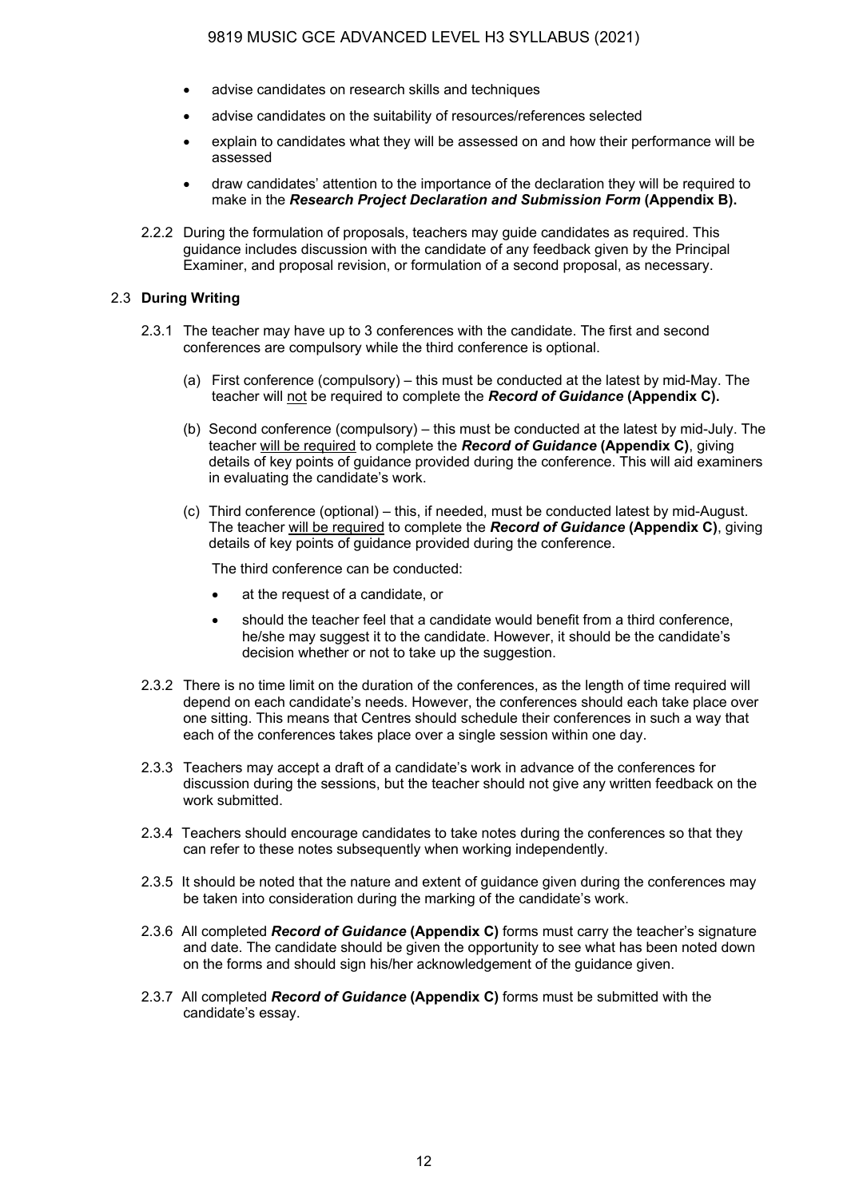- advise candidates on research skills and techniques
- advise candidates on the suitability of resources/references selected
- explain to candidates what they will be assessed on and how their performance will be assessed
- draw candidates' attention to the importance of the declaration they will be required to make in the ***Research Project Declaration and Submission Form* (Appendix B).**

2.2.2 During the formulation of proposals, teachers may guide candidates as required. This guidance includes discussion with the candidate of any feedback given by the Principal Examiner, and proposal revision, or formulation of a second proposal, as necessary.

### 2.3 During Writing

2.3.1 The teacher may have up to 3 conferences with the candidate. The first and second conferences are compulsory while the third conference is optional.

(a) First conference (compulsory) – this must be conducted at the latest by mid-May. The teacher will not be required to complete the ***Record of Guidance* (Appendix C).**

(b) Second conference (compulsory) – this must be conducted at the latest by mid-July. The teacher will be required to complete the ***Record of Guidance* (Appendix C)**, giving details of key points of guidance provided during the conference. This will aid examiners in evaluating the candidate's work.

(c) Third conference (optional) – this, if needed, must be conducted latest by mid-August. The teacher will be required to complete the ***Record of Guidance* (Appendix C)**, giving details of key points of guidance provided during the conference.

The third conference can be conducted:

- at the request of a candidate, or
- should the teacher feel that a candidate would benefit from a third conference, he/she may suggest it to the candidate. However, it should be the candidate's decision whether or not to take up the suggestion.

2.3.2 There is no time limit on the duration of the conferences, as the length of time required will depend on each candidate's needs. However, the conferences should each take place over one sitting. This means that Centres should schedule their conferences in such a way that each of the conferences takes place over a single session within one day.

2.3.3 Teachers may accept a draft of a candidate's work in advance of the conferences for discussion during the sessions, but the teacher should not give any written feedback on the work submitted.

2.3.4 Teachers should encourage candidates to take notes during the conferences so that they can refer to these notes subsequently when working independently.

2.3.5 It should be noted that the nature and extent of guidance given during the conferences may be taken into consideration during the marking of the candidate's work.

2.3.6 All completed ***Record of Guidance* (Appendix C)** forms must carry the teacher's signature and date. The candidate should be given the opportunity to see what has been noted down on the forms and should sign his/her acknowledgement of the guidance given.

2.3.7 All completed ***Record of Guidance* (Appendix C)** forms must be submitted with the candidate's essay.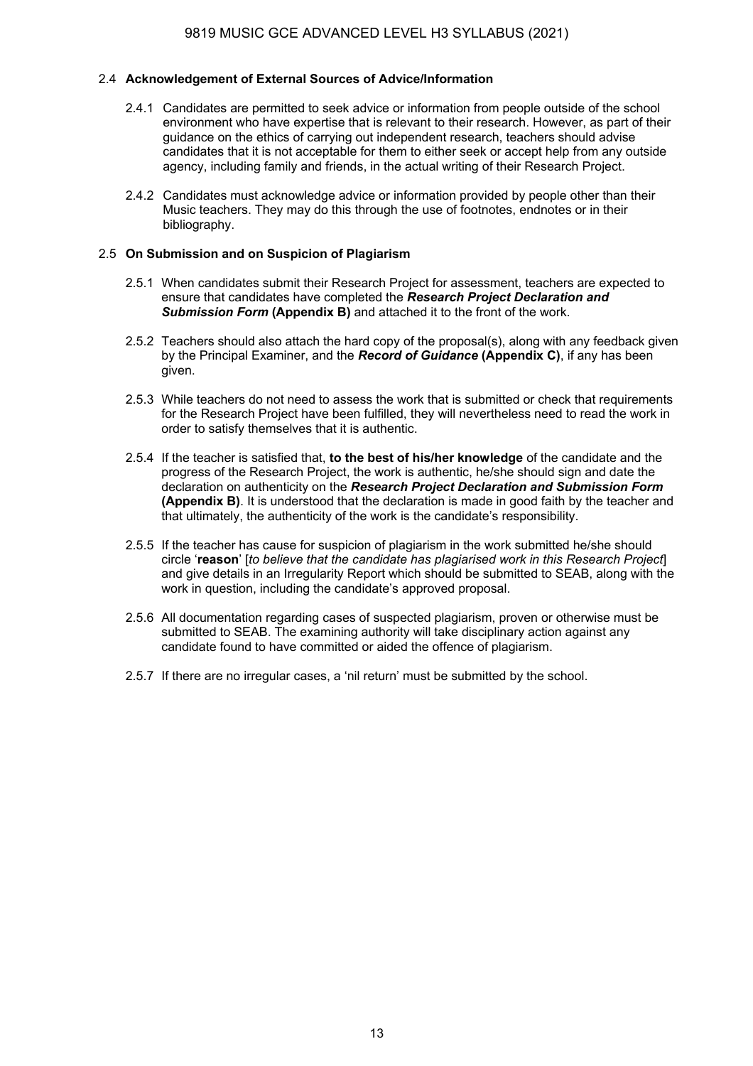## 2.4 Acknowledgement of External Sources of Advice/Information

2.4.1 Candidates are permitted to seek advice or information from people outside of the school environment who have expertise that is relevant to their research. However, as part of their guidance on the ethics of carrying out independent research, teachers should advise candidates that it is not acceptable for them to either seek or accept help from any outside agency, including family and friends, in the actual writing of their Research Project.

2.4.2 Candidates must acknowledge advice or information provided by people other than their Music teachers. They may do this through the use of footnotes, endnotes or in their bibliography.

## 2.5 On Submission and on Suspicion of Plagiarism

2.5.1 When candidates submit their Research Project for assessment, teachers are expected to ensure that candidates have completed the ***Research Project Declaration and Submission Form*** **(Appendix B)** and attached it to the front of the work.

2.5.2 Teachers should also attach the hard copy of the proposal(s), along with any feedback given by the Principal Examiner, and the ***Record of Guidance*** **(Appendix C)**, if any has been given.

2.5.3 While teachers do not need to assess the work that is submitted or check that requirements for the Research Project have been fulfilled, they will nevertheless need to read the work in order to satisfy themselves that it is authentic.

2.5.4 If the teacher is satisfied that, **to the best of his/her knowledge** of the candidate and the progress of the Research Project, the work is authentic, he/she should sign and date the declaration on authenticity on the ***Research Project Declaration and Submission Form*** **(Appendix B)**. It is understood that the declaration is made in good faith by the teacher and that ultimately, the authenticity of the work is the candidate's responsibility.

2.5.5 If the teacher has cause for suspicion of plagiarism in the work submitted he/she should circle '**reason**' [*to believe that the candidate has plagiarised work in this Research Project*] and give details in an Irregularity Report which should be submitted to SEAB, along with the work in question, including the candidate's approved proposal.

2.5.6 All documentation regarding cases of suspected plagiarism, proven or otherwise must be submitted to SEAB. The examining authority will take disciplinary action against any candidate found to have committed or aided the offence of plagiarism.

2.5.7 If there are no irregular cases, a 'nil return' must be submitted by the school.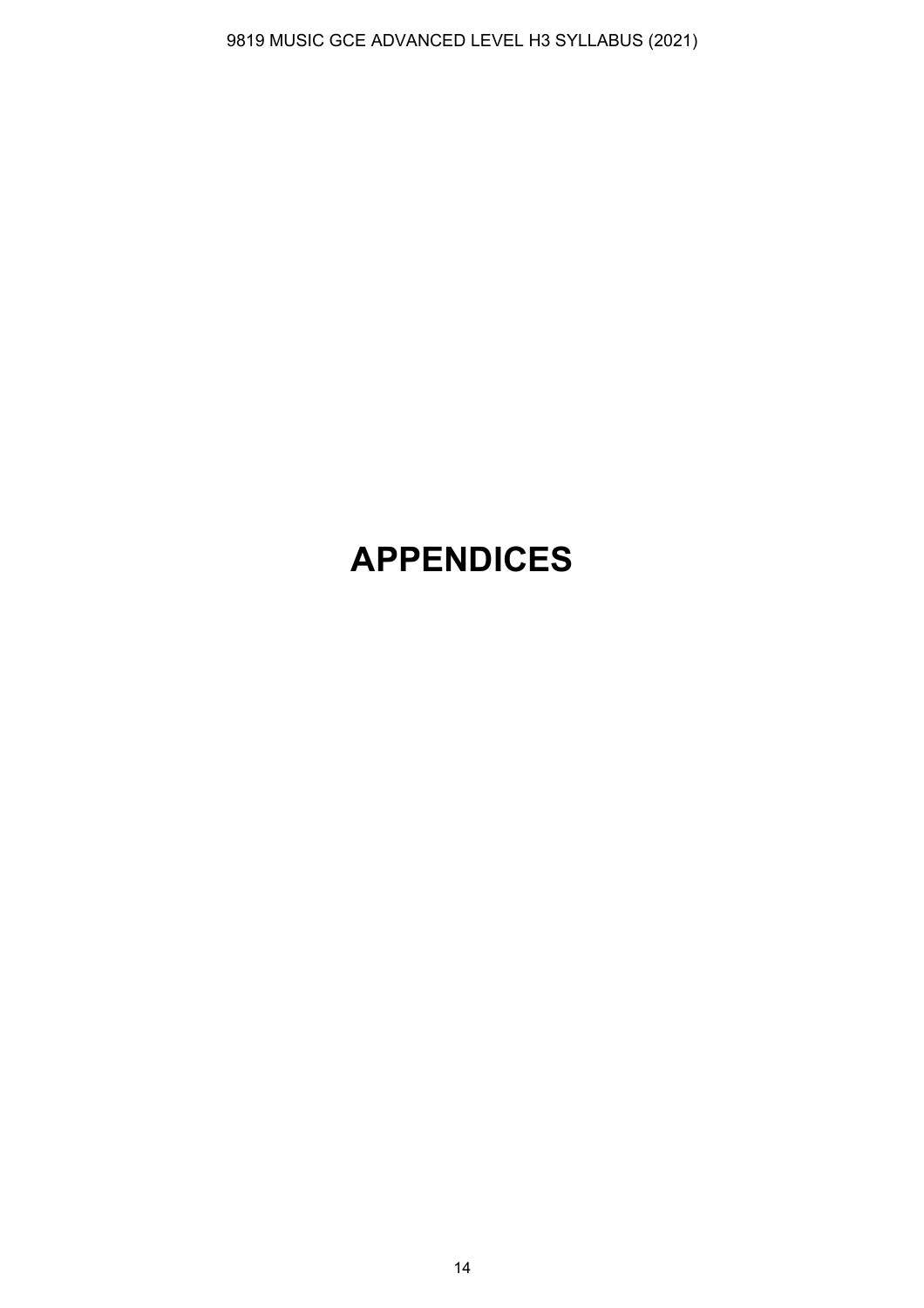# APPENDICES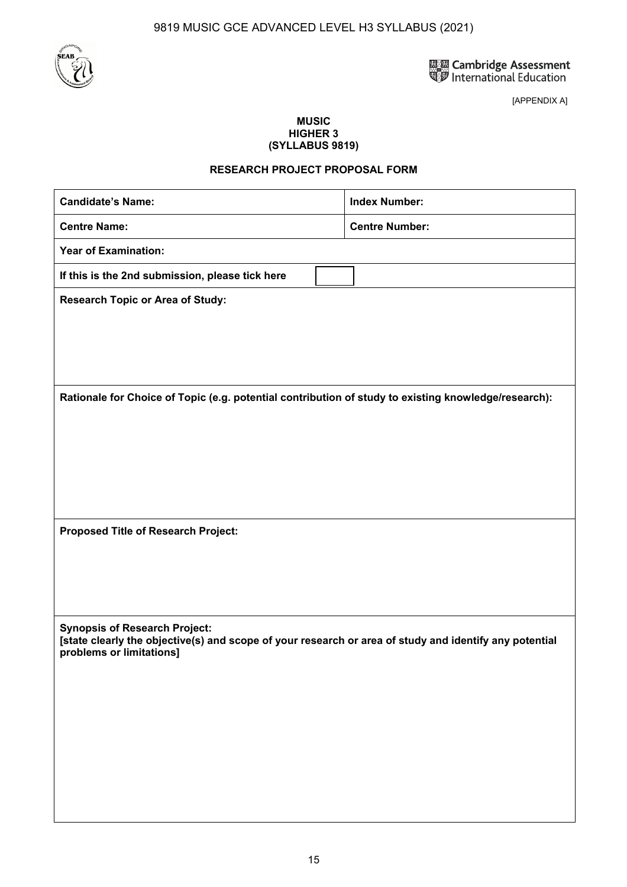[APPENDIX A]

**MUSIC**
**HIGHER 3**
**(SYLLABUS 9819)**

**RESEARCH PROJECT PROPOSAL FORM**

| **Candidate's Name:** | **Index Number:** |
|---|---|
| **Centre Name:** | **Centre Number:** |
| **Year of Examination:** | |
| **If this is the 2nd submission, please tick here** ☐ | |
| **Research Topic or Area of Study:** | |
| **Rationale for Choice of Topic (e.g. potential contribution of study to existing knowledge/research):** | |
| **Proposed Title of Research Project:** | |
| **Synopsis of Research Project:** **[state clearly the objective(s) and scope of your research or area of study and identify any potential problems or limitations]** | |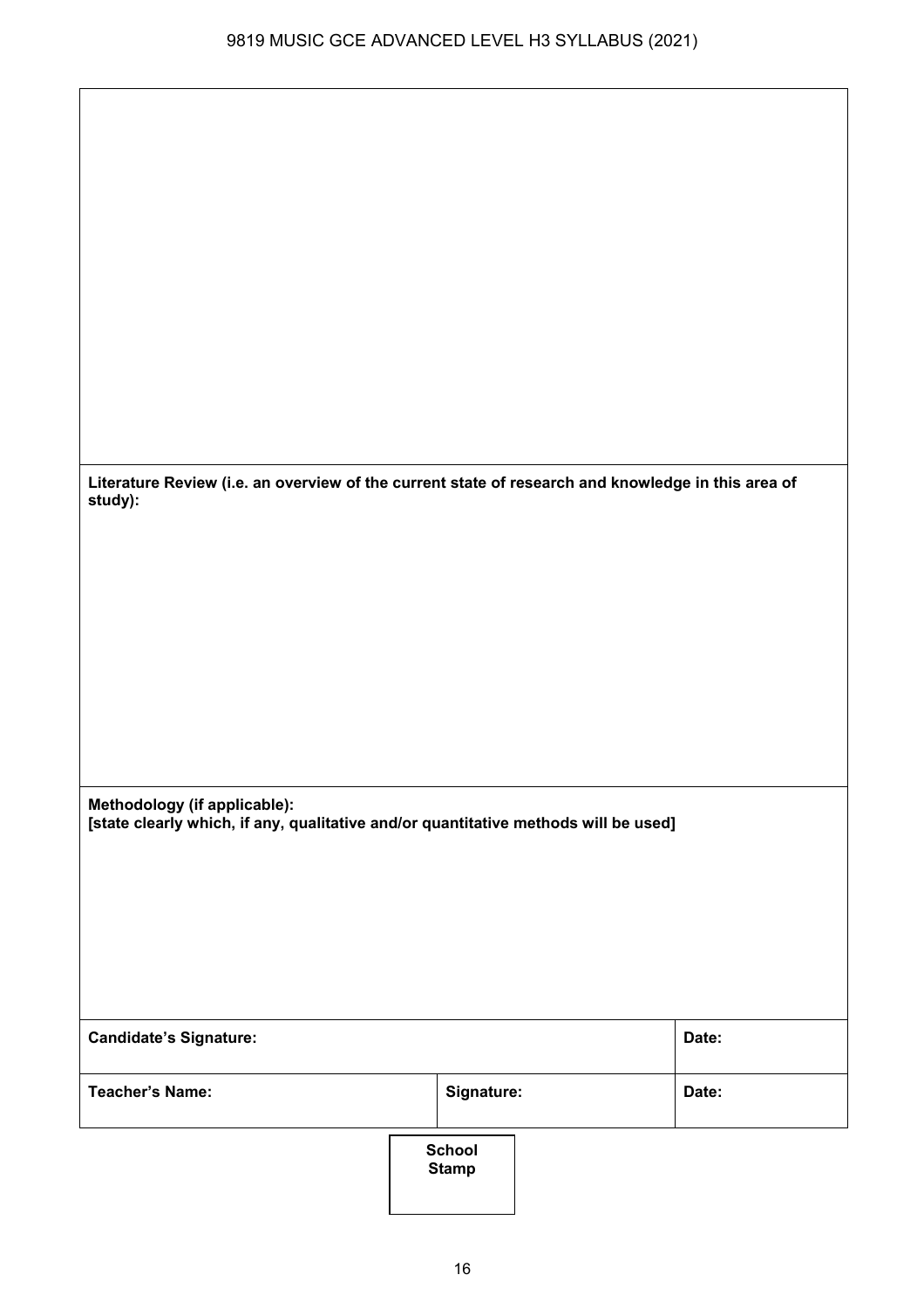**Literature Review (i.e. an overview of the current state of research and knowledge in this area of study):**

**Methodology (if applicable):**
**[state clearly which, if any, qualitative and/or quantitative methods will be used]**

| **Candidate's Signature:** | | **Date:** |
|---|---|---|
| **Teacher's Name:** | **Signature:** | **Date:** |

**School Stamp**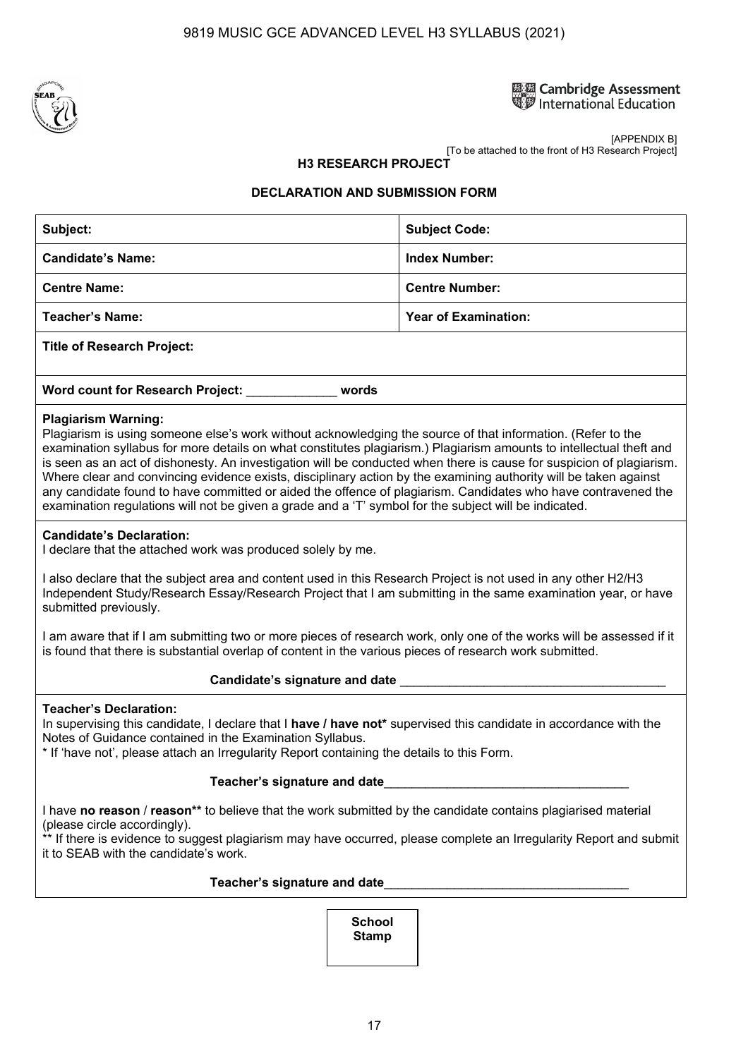[APPENDIX B]
[To be attached to the front of H3 Research Project]

## H3 RESEARCH PROJECT

### DECLARATION AND SUBMISSION FORM

| **Subject:** | **Subject Code:** |
|---|---|
| **Candidate's Name:** | **Index Number:** |
| **Centre Name:** | **Centre Number:** |
| **Teacher's Name:** | **Year of Examination:** |
| **Title of Research Project:** | |
| **Word count for Research Project:** _____________ **words** | |

**Plagiarism Warning:**
Plagiarism is using someone else's work without acknowledging the source of that information. (Refer to the examination syllabus for more details on what constitutes plagiarism.) Plagiarism amounts to intellectual theft and is seen as an act of dishonesty. An investigation will be conducted when there is cause for suspicion of plagiarism. Where clear and convincing evidence exists, disciplinary action by the examining authority will be taken against any candidate found to have committed or aided the offence of plagiarism. Candidates who have contravened the examination regulations will not be given a grade and a 'T' symbol for the subject will be indicated.

**Candidate's Declaration:**
I declare that the attached work was produced solely by me.

I also declare that the subject area and content used in this Research Project is not used in any other H2/H3 Independent Study/Research Essay/Research Project that I am submitting in the same examination year, or have submitted previously.

I am aware that if I am submitting two or more pieces of research work, only one of the works will be assessed if it is found that there is substantial overlap of content in the various pieces of research work submitted.

**Candidate's signature and date** _______________________________________

**Teacher's Declaration:**
In supervising this candidate, I declare that I **have / have not*** supervised this candidate in accordance with the Notes of Guidance contained in the Examination Syllabus.
* If 'have not', please attach an Irregularity Report containing the details to this Form.

**Teacher's signature and date**___________________________________

I have **no reason** / **reason**** to believe that the work submitted by the candidate contains plagiarised material (please circle accordingly).
** If there is evidence to suggest plagiarism may have occurred, please complete an Irregularity Report and submit it to SEAB with the candidate's work.

**Teacher's signature and date**___________________________________

**School Stamp**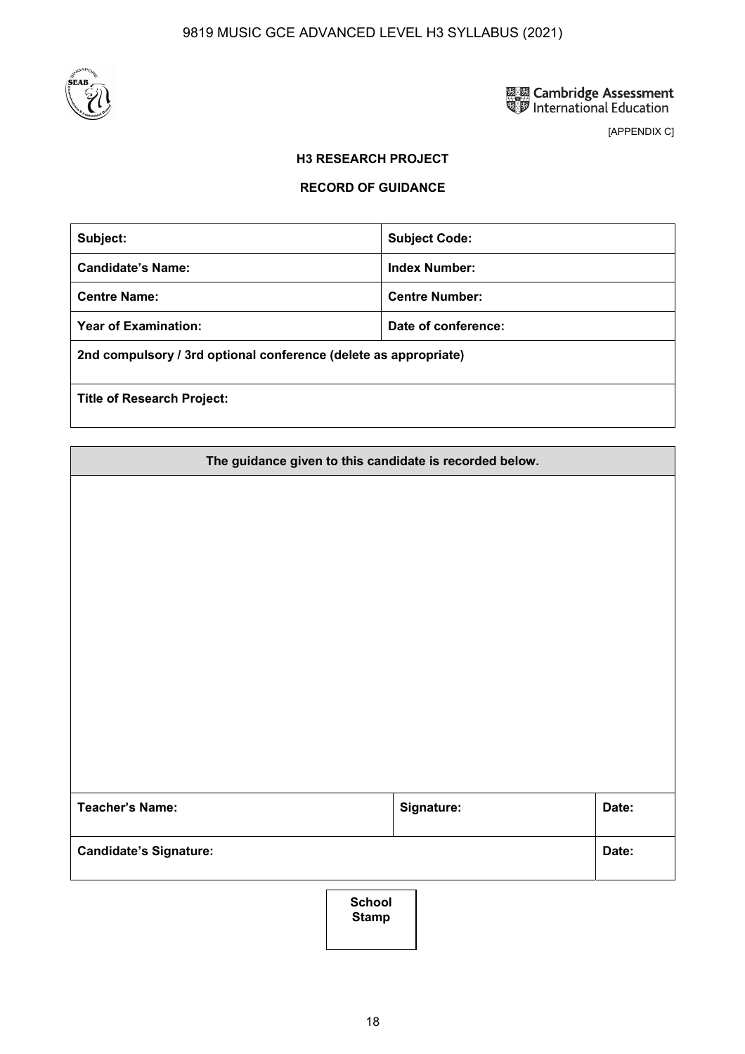[APPENDIX C]

**H3 RESEARCH PROJECT**

**RECORD OF GUIDANCE**

| | |
|---|---|
| **Subject:** | **Subject Code:** |
| **Candidate's Name:** | **Index Number:** |
| **Centre Name:** | **Centre Number:** |
| **Year of Examination:** | **Date of conference:** |
| **2nd compulsory / 3rd optional conference (delete as appropriate)** | |
| **Title of Research Project:** | |

| **The guidance given to this candidate is recorded below.** | | |
|---|---|---|
| | | |
| **Teacher's Name:** | **Signature:** | **Date:** |
| **Candidate's Signature:** | | **Date:** |

**School Stamp**